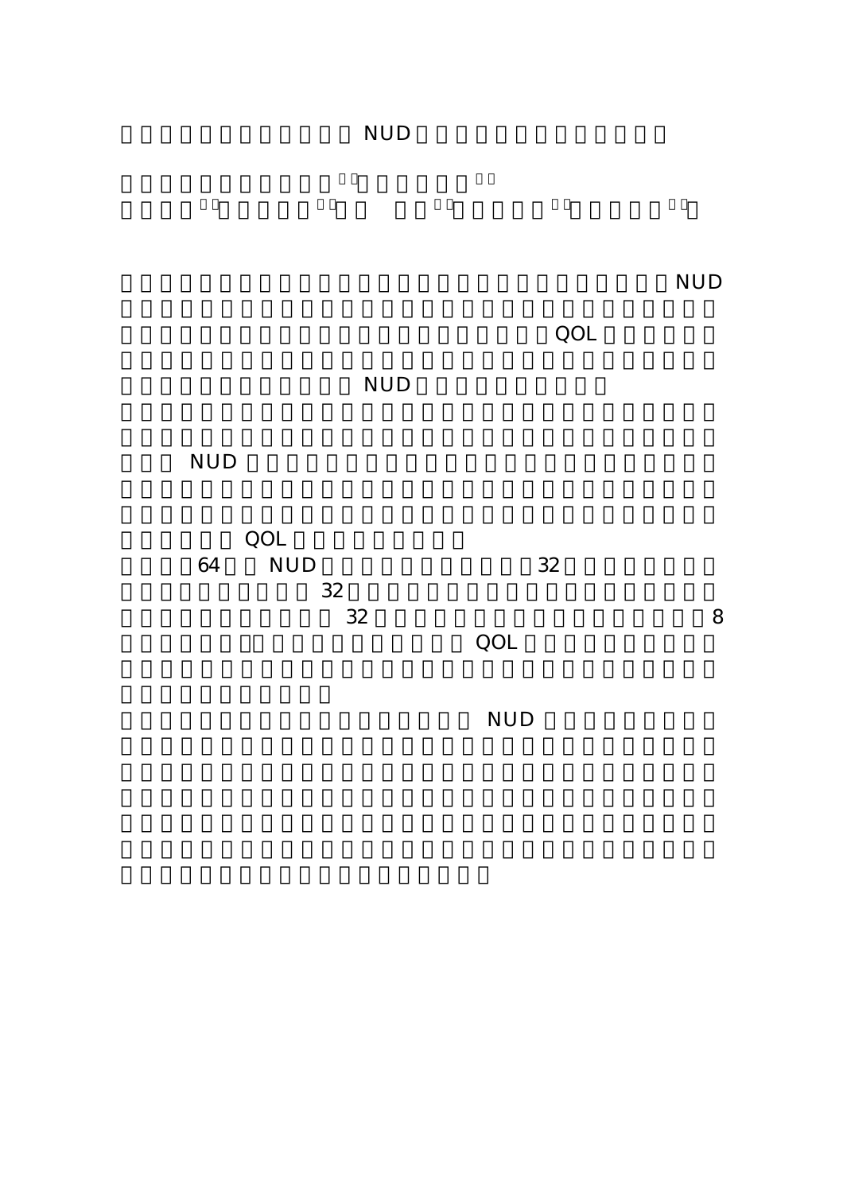NUD

NUD

QOL

NUD

NUD

QOL

64 NUD 32

32

32 8

QOL

NUD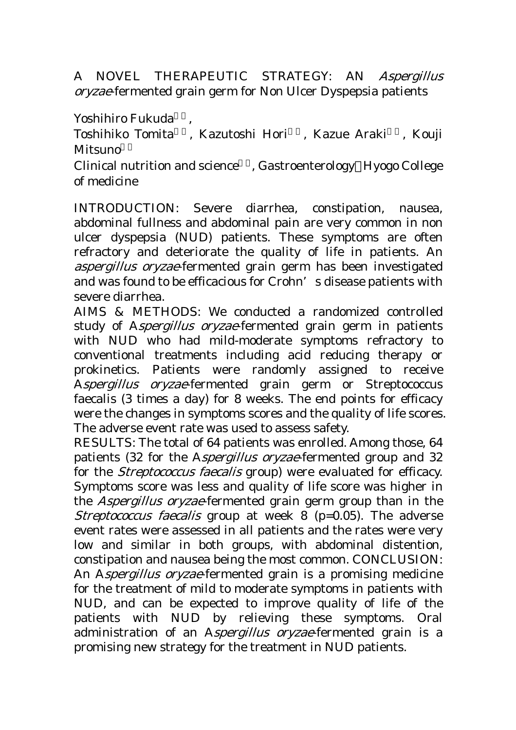A NOVEL THERAPEUTIC STRATEGY: AN *Aspergillus oryzae*-fermented grain germ for Non Ulcer Dyspepsia patients

Yoshihiro Fukuda[1],
Toshihiko Tomita[2], Kazutoshi Hori[2], Kazue Araki[2], Kouji Mitsuno[2]

Clinical nutrition and science[1], Gastroenterology[2] Hyogo College of medicine

INTRODUCTION: Severe diarrhea, constipation, nausea, abdominal fullness and abdominal pain are very common in non ulcer dyspepsia (NUD) patients. These symptoms are often refractory and deteriorate the quality of life in patients. An *aspergillus oryzae*-fermented grain germ has been investigated and was found to be efficacious for Crohn's disease patients with severe diarrhea.

AIMS & METHODS: We conducted a randomized controlled study of A*spergillus oryzae*-fermented grain germ in patients with NUD who had mild-moderate symptoms refractory to conventional treatments including acid reducing therapy or prokinetics. Patients were randomly assigned to receive A*spergillus oryzae*-fermented grain germ or Streptococcus faecalis (3 times a day) for 8 weeks. The end points for efficacy were the changes in symptoms scores and the quality of life scores. The adverse event rate was used to assess safety.

RESULTS: The total of 64 patients was enrolled. Among those, 64 patients (32 for the A*spergillus oryzae*-fermented group and 32 for the *Streptococcus faecalis* group) were evaluated for efficacy. Symptoms score was less and quality of life score was higher in the *Aspergillus oryzae*-fermented grain germ group than in the *Streptococcus faecalis* group at week 8 ($p=0.05$). The adverse event rates were assessed in all patients and the rates were very low and similar in both groups, with abdominal distention, constipation and nausea being the most common. CONCLUSION: An A*spergillus oryzae*-fermented grain is a promising medicine for the treatment of mild to moderate symptoms in patients with NUD, and can be expected to improve quality of life of the patients with NUD by relieving these symptoms. Oral administration of an A*spergillus oryzae*-fermented grain is a promising new strategy for the treatment in NUD patients.